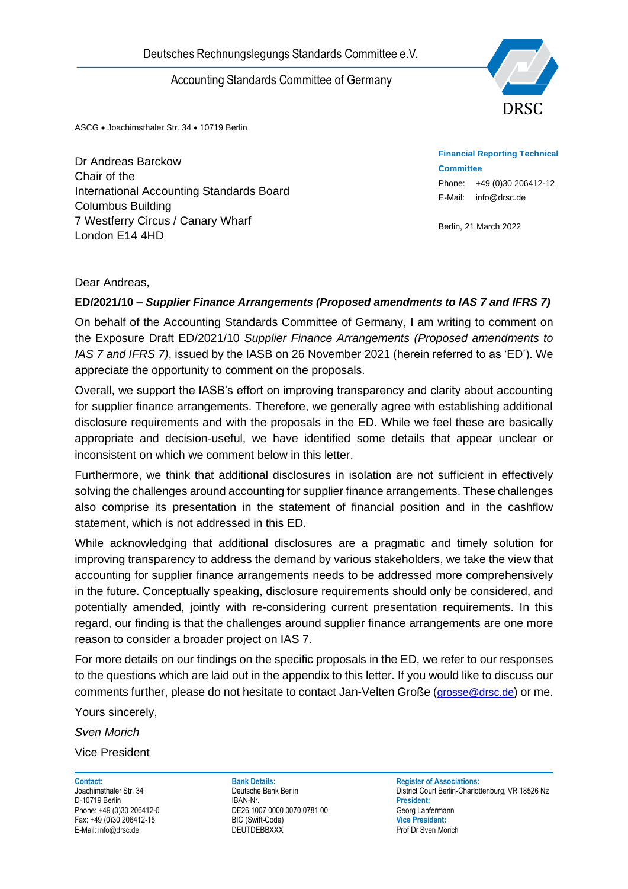Deutsches Rechnungslegungs Standards Committee e.V.

Accounting Standards Committee of Germany

DRSC

ASCG • Joachimsthaler Str. 34 • 10719 Berlin

Dr Andreas Barckow
Chair of the
International Accounting Standards Board
Columbus Building
7 Westferry Circus / Canary Wharf
London E14 4HD

**Financial Reporting Technical Committee**
Phone: +49 (0)30 206412-12
E-Mail: info@drsc.de

Berlin, 21 March 2022

Dear Andreas,

**ED/2021/10 – *Supplier Finance Arrangements (Proposed amendments to IAS 7 and IFRS 7)***

On behalf of the Accounting Standards Committee of Germany, I am writing to comment on the Exposure Draft ED/2021/10 *Supplier Finance Arrangements (Proposed amendments to IAS 7 and IFRS 7)*, issued by the IASB on 26 November 2021 (herein referred to as 'ED'). We appreciate the opportunity to comment on the proposals.

Overall, we support the IASB's effort on improving transparency and clarity about accounting for supplier finance arrangements. Therefore, we generally agree with establishing additional disclosure requirements and with the proposals in the ED. While we feel these are basically appropriate and decision-useful, we have identified some details that appear unclear or inconsistent on which we comment below in this letter.

Furthermore, we think that additional disclosures in isolation are not sufficient in effectively solving the challenges around accounting for supplier finance arrangements. These challenges also comprise its presentation in the statement of financial position and in the cashflow statement, which is not addressed in this ED.

While acknowledging that additional disclosures are a pragmatic and timely solution for improving transparency to address the demand by various stakeholders, we take the view that accounting for supplier finance arrangements needs to be addressed more comprehensively in the future. Conceptually speaking, disclosure requirements should only be considered, and potentially amended, jointly with re-considering current presentation requirements. In this regard, our finding is that the challenges around supplier finance arrangements are one more reason to consider a broader project on IAS 7.

For more details on our findings on the specific proposals in the ED, we refer to our responses to the questions which are laid out in the appendix to this letter. If you would like to discuss our comments further, please do not hesitate to contact Jan-Velten Große (grosse@drsc.de) or me.

Yours sincerely,

*Sven Morich*

Vice President

**Contact:**
Joachimsthaler Str. 34
D-10719 Berlin
Phone: +49 (0)30 206412-0
Fax: +49 (0)30 206412-15
E-Mail: info@drsc.de

**Bank Details:**
Deutsche Bank Berlin
IBAN-Nr.
DE26 1007 0000 0070 0781 00
BIC (Swift-Code)
DEUTDEBBXXX

**Register of Associations:**
District Court Berlin-Charlottenburg, VR 18526 Nz
**President:**
Georg Lanfermann
**Vice President:**
Prof Dr Sven Morich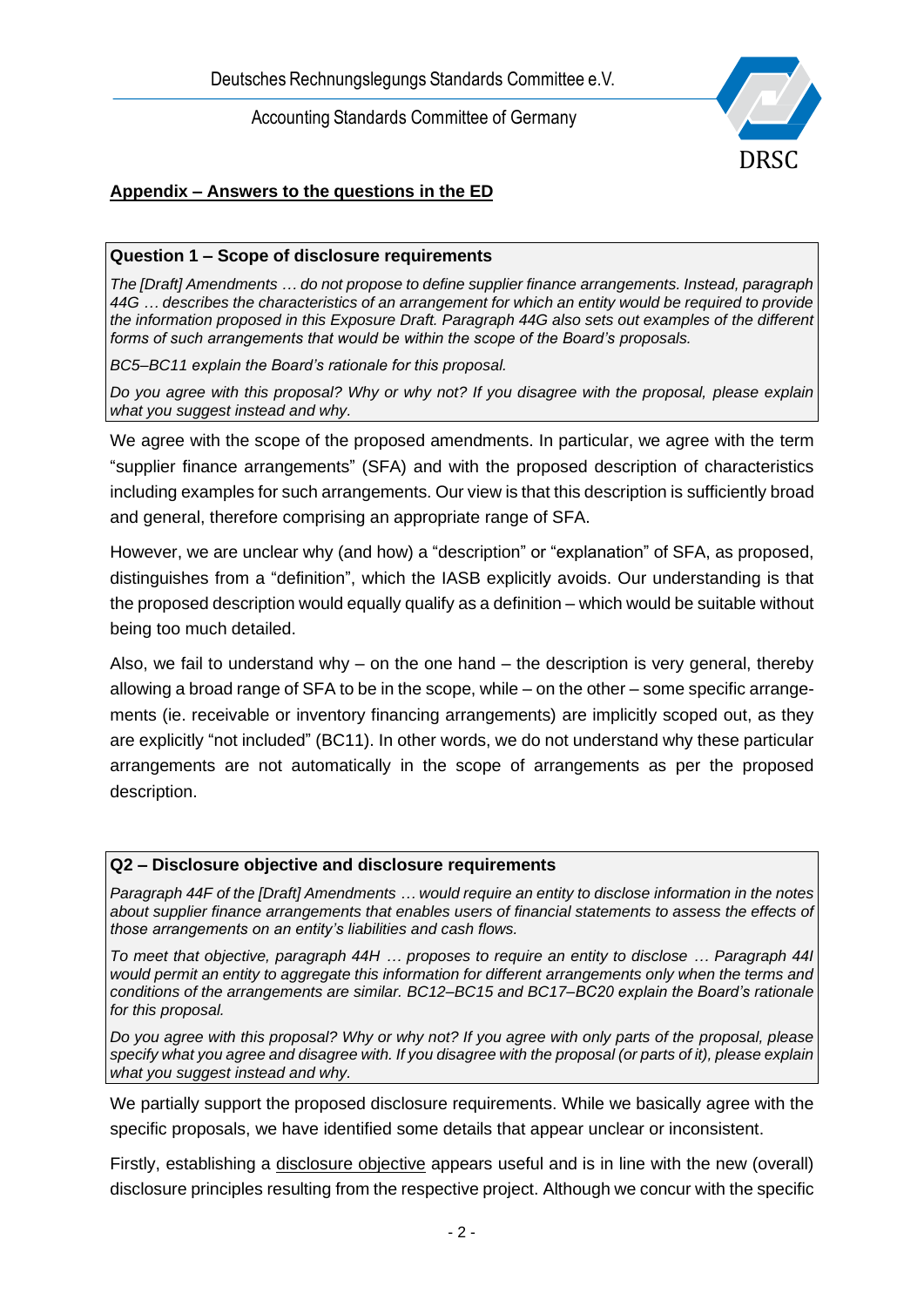## Appendix – Answers to the questions in the ED

**Question 1 – Scope of disclosure requirements**

*The [Draft] Amendments … do not propose to define supplier finance arrangements. Instead, paragraph 44G … describes the characteristics of an arrangement for which an entity would be required to provide the information proposed in this Exposure Draft. Paragraph 44G also sets out examples of the different forms of such arrangements that would be within the scope of the Board's proposals.*

*BC5–BC11 explain the Board's rationale for this proposal.*

*Do you agree with this proposal? Why or why not? If you disagree with the proposal, please explain what you suggest instead and why.*

We agree with the scope of the proposed amendments. In particular, we agree with the term "supplier finance arrangements" (SFA) and with the proposed description of characteristics including examples for such arrangements. Our view is that this description is sufficiently broad and general, therefore comprising an appropriate range of SFA.

However, we are unclear why (and how) a "description" or "explanation" of SFA, as proposed, distinguishes from a "definition", which the IASB explicitly avoids. Our understanding is that the proposed description would equally qualify as a definition – which would be suitable without being too much detailed.

Also, we fail to understand why – on the one hand – the description is very general, thereby allowing a broad range of SFA to be in the scope, while – on the other – some specific arrangements (ie. receivable or inventory financing arrangements) are implicitly scoped out, as they are explicitly "not included" (BC11). In other words, we do not understand why these particular arrangements are not automatically in the scope of arrangements as per the proposed description.

**Q2 – Disclosure objective and disclosure requirements**

*Paragraph 44F of the [Draft] Amendments … would require an entity to disclose information in the notes about supplier finance arrangements that enables users of financial statements to assess the effects of those arrangements on an entity's liabilities and cash flows.*

*To meet that objective, paragraph 44H … proposes to require an entity to disclose … Paragraph 44I would permit an entity to aggregate this information for different arrangements only when the terms and conditions of the arrangements are similar. BC12–BC15 and BC17–BC20 explain the Board's rationale for this proposal.*

*Do you agree with this proposal? Why or why not? If you agree with only parts of the proposal, please specify what you agree and disagree with. If you disagree with the proposal (or parts of it), please explain what you suggest instead and why.*

We partially support the proposed disclosure requirements. While we basically agree with the specific proposals, we have identified some details that appear unclear or inconsistent.

Firstly, establishing a <u>disclosure objective</u> appears useful and is in line with the new (overall) disclosure principles resulting from the respective project. Although we concur with the specific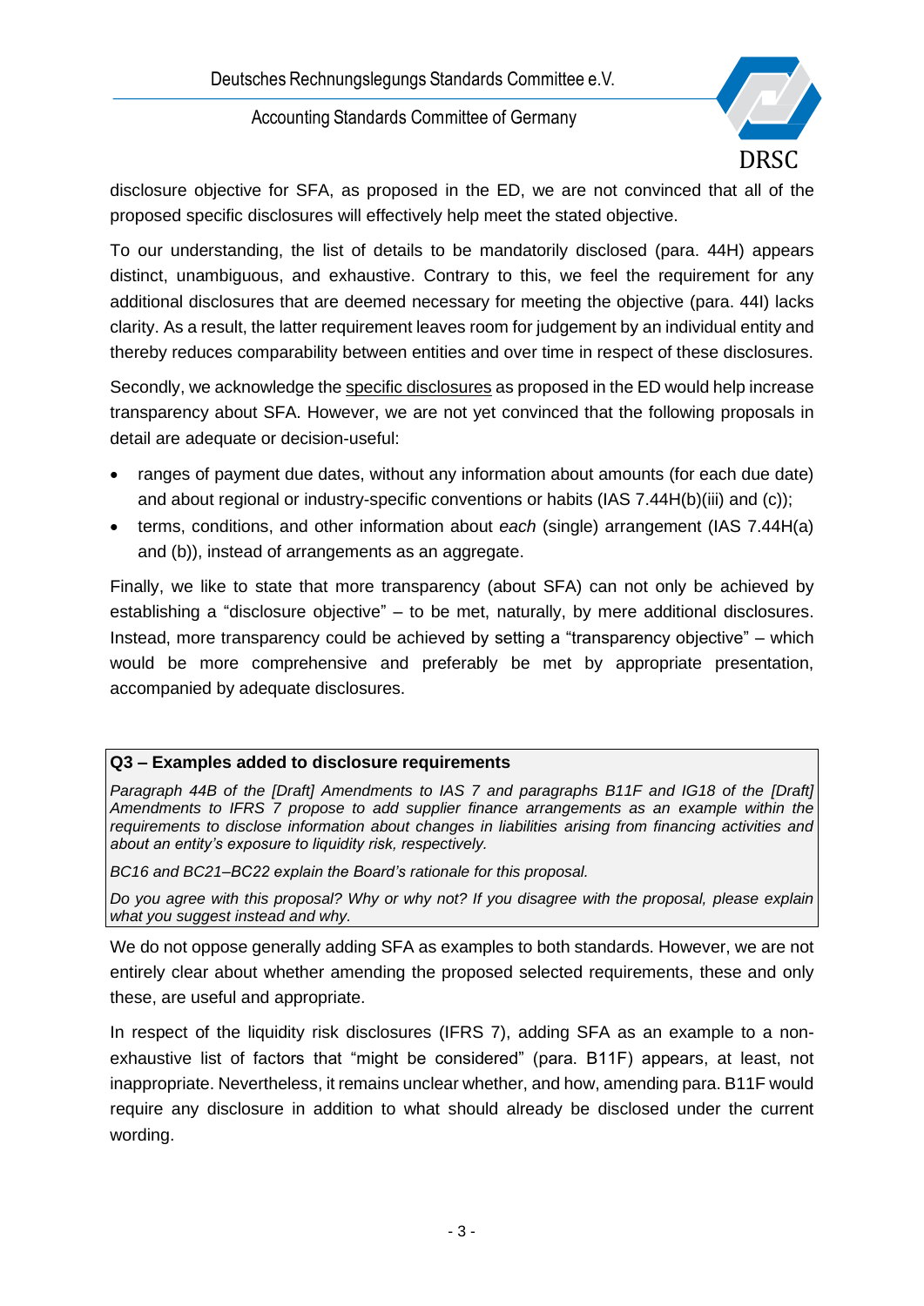disclosure objective for SFA, as proposed in the ED, we are not convinced that all of the proposed specific disclosures will effectively help meet the stated objective.

To our understanding, the list of details to be mandatorily disclosed (para. 44H) appears distinct, unambiguous, and exhaustive. Contrary to this, we feel the requirement for any additional disclosures that are deemed necessary for meeting the objective (para. 44I) lacks clarity. As a result, the latter requirement leaves room for judgement by an individual entity and thereby reduces comparability between entities and over time in respect of these disclosures.

Secondly, we acknowledge the <u>specific disclosures</u> as proposed in the ED would help increase transparency about SFA. However, we are not yet convinced that the following proposals in detail are adequate or decision-useful:

- ranges of payment due dates, without any information about amounts (for each due date) and about regional or industry-specific conventions or habits (IAS 7.44H(b)(iii) and (c));
- terms, conditions, and other information about *each* (single) arrangement (IAS 7.44H(a) and (b)), instead of arrangements as an aggregate.

Finally, we like to state that more transparency (about SFA) can not only be achieved by establishing a "disclosure objective" – to be met, naturally, by mere additional disclosures. Instead, more transparency could be achieved by setting a "transparency objective" – which would be more comprehensive and preferably be met by appropriate presentation, accompanied by adequate disclosures.

**Q3 – Examples added to disclosure requirements**

*Paragraph 44B of the [Draft] Amendments to IAS 7 and paragraphs B11F and IG18 of the [Draft] Amendments to IFRS 7 propose to add supplier finance arrangements as an example within the requirements to disclose information about changes in liabilities arising from financing activities and about an entity's exposure to liquidity risk, respectively.*

*BC16 and BC21–BC22 explain the Board's rationale for this proposal.*

*Do you agree with this proposal? Why or why not? If you disagree with the proposal, please explain what you suggest instead and why.*

We do not oppose generally adding SFA as examples to both standards. However, we are not entirely clear about whether amending the proposed selected requirements, these and only these, are useful and appropriate.

In respect of the liquidity risk disclosures (IFRS 7), adding SFA as an example to a non-exhaustive list of factors that "might be considered" (para. B11F) appears, at least, not inappropriate. Nevertheless, it remains unclear whether, and how, amending para. B11F would require any disclosure in addition to what should already be disclosed under the current wording.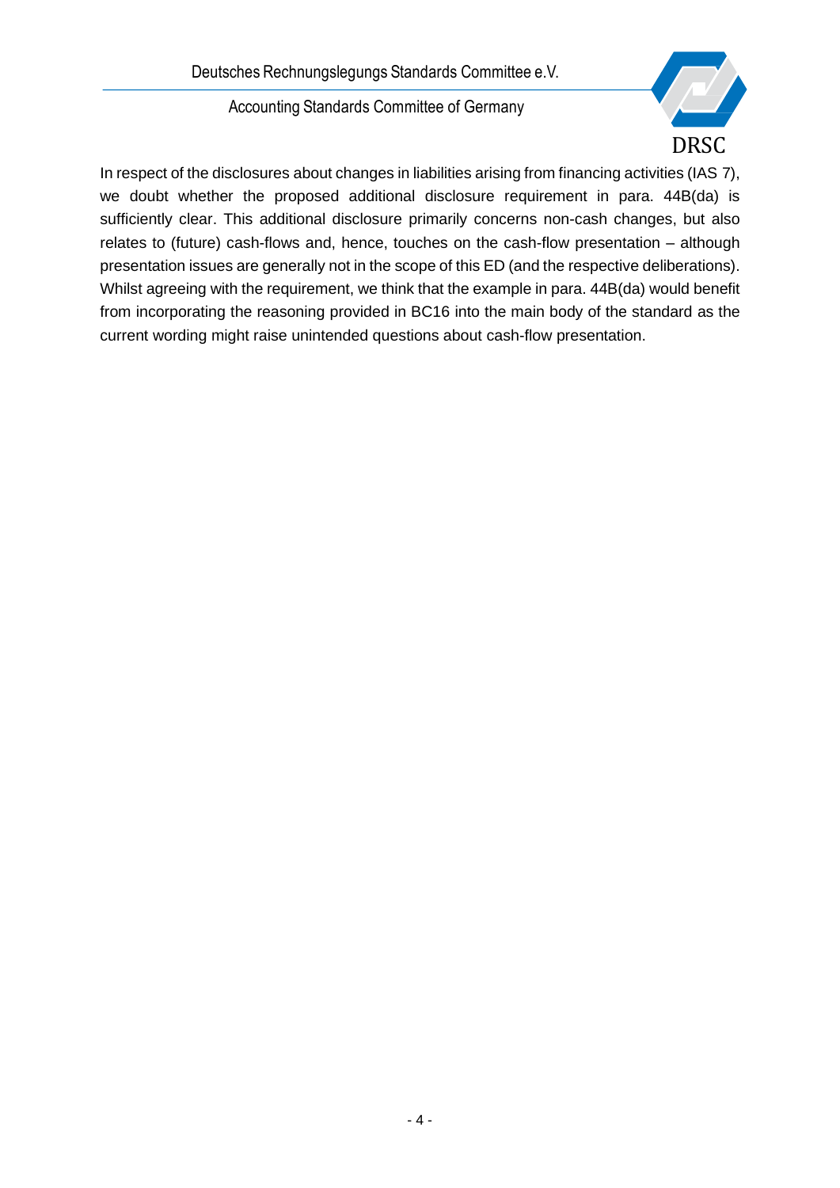In respect of the disclosures about changes in liabilities arising from financing activities (IAS 7), we doubt whether the proposed additional disclosure requirement in para. 44B(da) is sufficiently clear. This additional disclosure primarily concerns non-cash changes, but also relates to (future) cash-flows and, hence, touches on the cash-flow presentation – although presentation issues are generally not in the scope of this ED (and the respective deliberations). Whilst agreeing with the requirement, we think that the example in para. 44B(da) would benefit from incorporating the reasoning provided in BC16 into the main body of the standard as the current wording might raise unintended questions about cash-flow presentation.